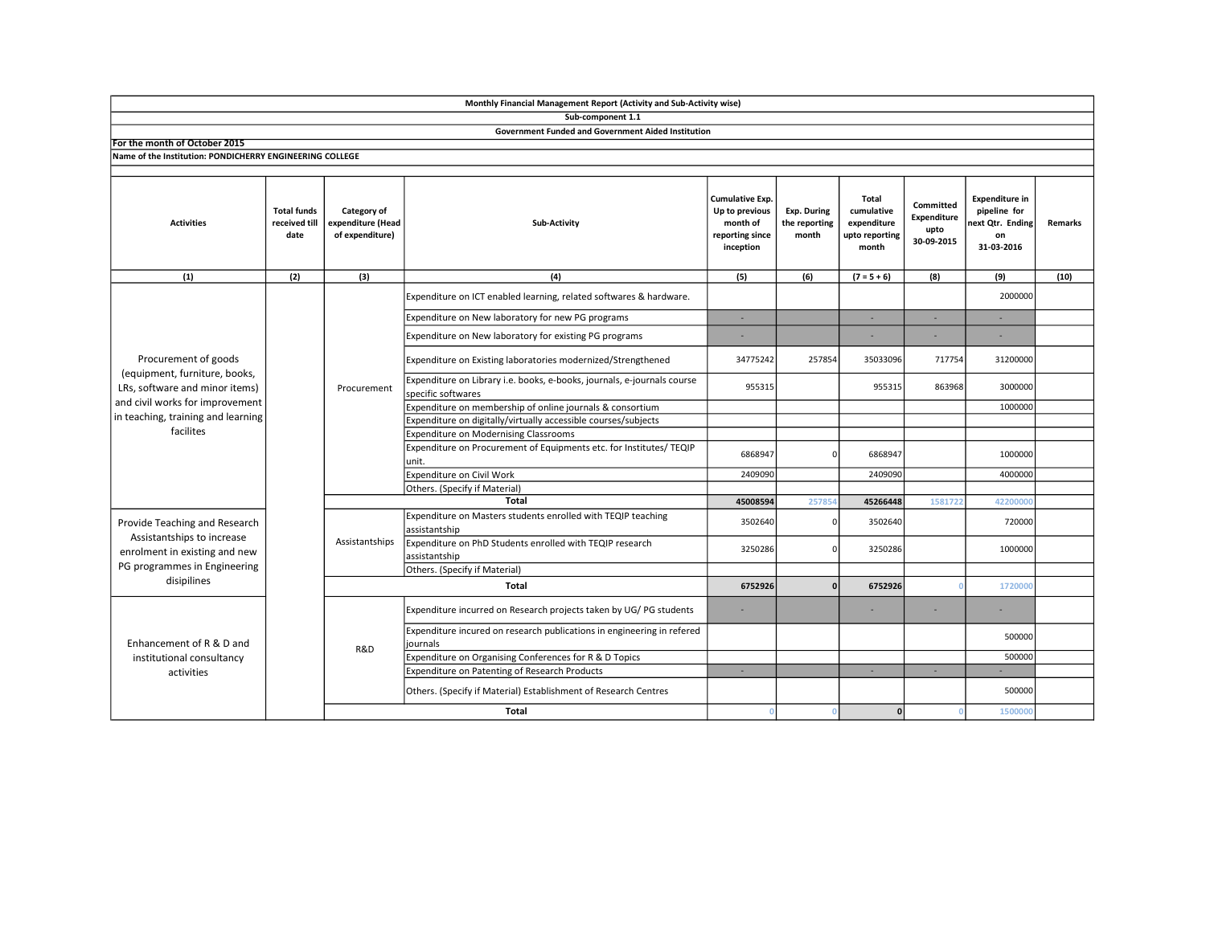**Monthly Financial Management Report (Activity and Sub-Activity wise)**

**Sub-component 1.1**

**Government Funded and Government Aided Institution**

**For the month of October 2015**

**Name of the Institution: PONDICHERRY ENGINEERING COLLEGE**

| Activities | Total funds received till date | Category of expenditure (Head of expenditure) | Sub-Activity | Cumulative Exp. Up to previous month of reporting since inception | Exp. During the reporting month | Total cumulative expenditure upto reporting month | Committed Expenditure upto 30-09-2015 | Expenditure in pipeline for next Qtr. Ending on 31-03-2016 | Remarks |
|---|---|---|---|---|---|---|---|---|---|
| (1) | (2) | (3) | (4) | (5) | (6) | (7 = 5 + 6) | (8) | (9) | (10) |
| Procurement of goods (equipment, furniture, books, LRs, software and minor items) and civil works for improvement in teaching, training and learning facilites | | Procurement | Expenditure on ICT enabled learning, related softwares & hardware. | | | | | 2000000 | |
| | | | Expenditure on New laboratory for new PG programs | - | | - | - | - | |
| | | | Expenditure on New laboratory for existing PG programs | - | | - | - | - | |
| | | | Expenditure on Existing laboratories modernized/Strengthened | 34775242 | 257854 | 35033096 | 717754 | 31200000 | |
| | | | Expenditure on Library i.e. books, e-books, journals, e-journals course specific softwares | 955315 | | 955315 | 863968 | 3000000 | |
| | | | Expenditure on membership of online journals & consortium | | | | | 1000000 | |
| | | | Expenditure on digitally/virtually accessible courses/subjects | | | | | | |
| | | | Expenditure on Modernising Classrooms | | | | | | |
| | | | Expenditure on Procurement of Equipments etc. for Institutes/ TEQIP unit. | 6868947 | 0 | 6868947 | | 1000000 | |
| | | | Expenditure on Civil Work | 2409090 | | 2409090 | | 4000000 | |
| | | | Others. (Specify if Material) | | | | | | |
| | | **Total** | | **45008594** | 257854 | **45266448** | 1581722 | 42200000 | |
| Provide Teaching and Research Assistantships to increase enrolment in existing and new PG programmes in Engineering disipilines | | Assistantships | Expenditure on Masters students enrolled with TEQIP teaching assistantship | 3502640 | 0 | 3502640 | | 720000 | |
| | | | Expenditure on PhD Students enrolled with TEQIP research assistantship | 3250286 | 0 | 3250286 | | 1000000 | |
| | | | Others. (Specify if Material) | | | | | | |
| | | **Total** | | **6752926** | **0** | **6752926** | 0 | 1720000 | |
| Enhancement of R & D and institutional consultancy activities | | R&D | Expenditure incurred on Research projects taken by UG/ PG students | - | | - | - | - | |
| | | | Expenditure incured on research publications in engineering in refered journals | | | | | 500000 | |
| | | | Expenditure on Organising Conferences for R & D Topics | | | | | 500000 | |
| | | | Expenditure on Patenting of Research Products | - | | - | - | - | |
| | | | Others. (Specify if Material) Establishment of Research Centres | | | | | 500000 | |
| | | **Total** | | 0 | 0 | **0** | 0 | 1500000 | |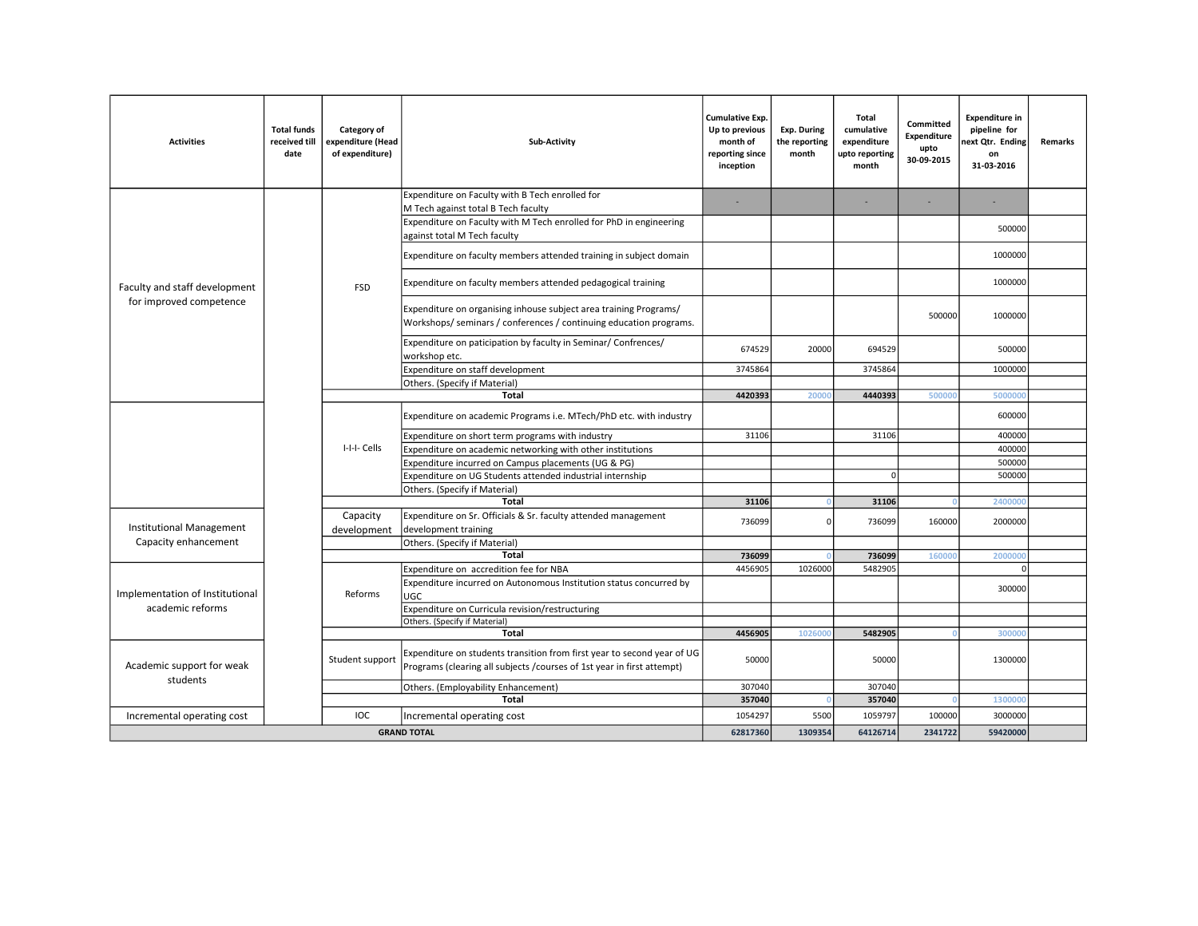| Activities | Total funds received till date | Category of expenditure (Head of expenditure) | Sub-Activity | Cumulative Exp. Up to previous month of reporting since inception | Exp. During the reporting month | Total cumulative expenditure upto reporting month | Committed Expenditure upto 30-09-2015 | Expenditure in pipeline for next Qtr. Ending on 31-03-2016 | Remarks |
|---|---|---|---|---|---|---|---|---|---|
| Faculty and staff development for improved competence | | FSD | Expenditure on Faculty with B Tech enrolled for M Tech against total B Tech faculty | - | | - | - | - | |
| | | | Expenditure on Faculty with M Tech enrolled for PhD in engineering against total M Tech faculty | | | | | 500000 | |
| | | | Expenditure on faculty members attended training in subject domain | | | | | 1000000 | |
| | | | Expenditure on faculty members attended pedagogical training | | | | | 1000000 | |
| | | | Expenditure on organising inhouse subject area training Programs/ Workshops/ seminars / conferences / continuing education programs. | | | | 500000 | 1000000 | |
| | | | Expenditure on paticipation by faculty in Seminar/ Confrences/ workshop etc. | 674529 | 20000 | 694529 | | 500000 | |
| | | | Expenditure on staff development | 3745864 | | 3745864 | | 1000000 | |
| | | | Others. (Specify if Material) | | | | | | |
| | | | **Total** | **4420393** | 20000 | **4440393** | 500000 | 5000000 | |
| | | I-I-I- Cells | Expenditure on academic Programs i.e. MTech/PhD etc. with industry | | | | | 600000 | |
| | | | Expenditure on short term programs with industry | 31106 | | 31106 | | 400000 | |
| | | | Expenditure on academic networking with other institutions | | | | | 400000 | |
| | | | Expenditure incurred on Campus placements (UG & PG) | | | | | 500000 | |
| | | | Expenditure on UG Students attended industrial internship | | | 0 | | 500000 | |
| | | | Others. (Specify if Material) | | | | | | |
| | | | **Total** | **31106** | 0 | **31106** | 0 | 2400000 | |
| Institutional Management Capacity enhancement | | Capacity development | Expenditure on Sr. Officials & Sr. faculty attended management development training | 736099 | 0 | 736099 | 160000 | 2000000 | |
| | | | Others. (Specify if Material) | | | | | | |
| | | | **Total** | **736099** | 0 | **736099** | 160000 | 2000000 | |
| Implementation of Institutional academic reforms | | Reforms | Expenditure on accredition fee for NBA | 4456905 | 1026000 | 5482905 | | 0 | |
| | | | Expenditure incurred on Autonomous Institution status concurred by UGC | | | | | 300000 | |
| | | | Expenditure on Curricula revision/restructuring | | | | | | |
| | | | Others. (Specify if Material) | | | | | | |
| | | | **Total** | **4456905** | 1026000 | **5482905** | 0 | 300000 | |
| Academic support for weak students | | Student support | Expenditure on students transition from first year to second year of UG Programs (clearing all subjects /courses of 1st year in first attempt) | 50000 | | 50000 | | 1300000 | |
| | | | Others. (Employability Enhancement) | 307040 | | 307040 | | | |
| | | | **Total** | **357040** | 0 | **357040** | 0 | 1300000 | |
| Incremental operating cost | | IOC | Incremental operating cost | 1054297 | 5500 | 1059797 | 100000 | 3000000 | |
| **GRAND TOTAL** | | | | **62817360** | **1309354** | **64126714** | **2341722** | **59420000** | |